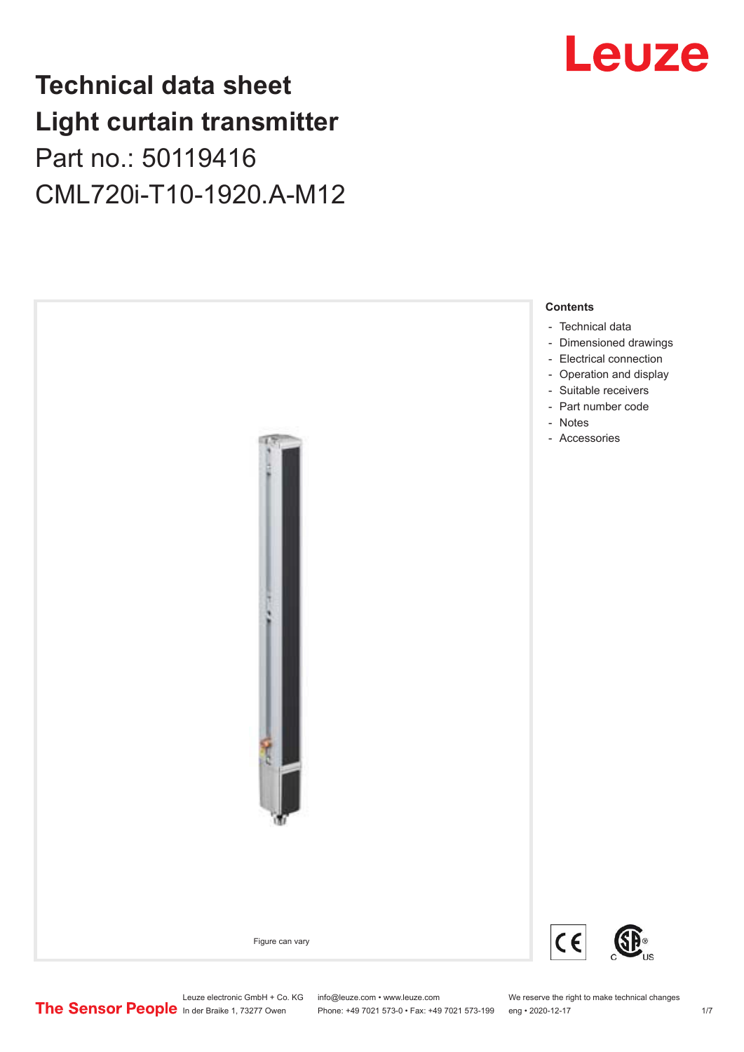# Technical data sheet
# Light curtain transmitter

Part no.: 50119416

CML720i-T10-1920.A-M12

Figure can vary

**Contents**

- Technical data
- Dimensioned drawings
- Electrical connection
- Operation and display
- Suitable receivers
- Part number code
- Notes
- Accessories

Leuze electronic GmbH + Co. KG
In der Braike 1, 73277 Owen

info@leuze.com • www.leuze.com
Phone: +49 7021 573-0 • Fax: +49 7021 573-199

We reserve the right to make technical changes
eng • 2020-12-17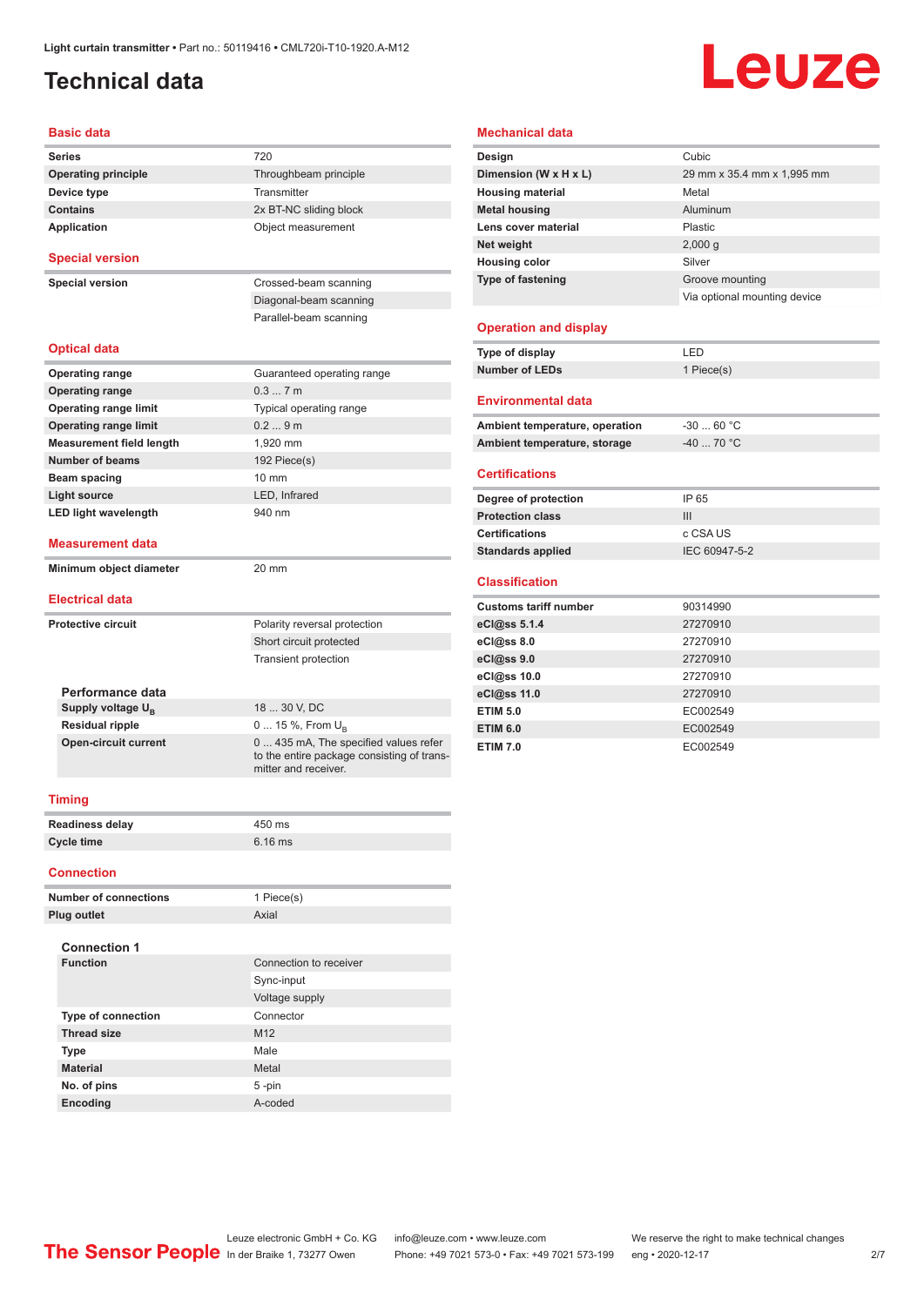Light curtain transmitter • Part no.: 50119416 • CML720i-T10-1920.A-M12

# Technical data

## Basic data

| | |
|---|---|
| **Series** | 720 |
| **Operating principle** | Throughbeam principle |
| **Device type** | Transmitter |
| **Contains** | 2x BT-NC sliding block |
| **Application** | Object measurement |

## Special version

| | |
|---|---|
| **Special version** | Crossed-beam scanning |
| | Diagonal-beam scanning |
| | Parallel-beam scanning |

## Optical data

| | |
|---|---|
| **Operating range** | Guaranteed operating range |
| **Operating range** | 0.3 ... 7 m |
| **Operating range limit** | Typical operating range |
| **Operating range limit** | 0.2 ... 9 m |
| **Measurement field length** | 1,920 mm |
| **Number of beams** | 192 Piece(s) |
| **Beam spacing** | 10 mm |
| **Light source** | LED, Infrared |
| **LED light wavelength** | 940 nm |

## Measurement data

| | |
|---|---|
| **Minimum object diameter** | 20 mm |

## Electrical data

| | |
|---|---|
| **Protective circuit** | Polarity reversal protection |
| | Short circuit protected |
| | Transient protection |

### Performance data

| | |
|---|---|
| **Supply voltage $U_B$** | 18 ... 30 V, DC |
| **Residual ripple** | 0 ... 15 %, From $U_B$ |
| **Open-circuit current** | 0 ... 435 mA, The specified values refer to the entire package consisting of transmitter and receiver. |

## Timing

| | |
|---|---|
| **Readiness delay** | 450 ms |
| **Cycle time** | 6.16 ms |

## Connection

| | |
|---|---|
| **Number of connections** | 1 Piece(s) |
| **Plug outlet** | Axial |

### Connection 1

| | |
|---|---|
| **Function** | Connection to receiver |
| | Sync-input |
| | Voltage supply |
| **Type of connection** | Connector |
| **Thread size** | M12 |
| **Type** | Male |
| **Material** | Metal |
| **No. of pins** | 5 -pin |
| **Encoding** | A-coded |

## Mechanical data

| | |
|---|---|
| **Design** | Cubic |
| **Dimension (W x H x L)** | 29 mm x 35.4 mm x 1,995 mm |
| **Housing material** | Metal |
| **Metal housing** | Aluminum |
| **Lens cover material** | Plastic |
| **Net weight** | 2,000 g |
| **Housing color** | Silver |
| **Type of fastening** | Groove mounting |
| | Via optional mounting device |

## Operation and display

| | |
|---|---|
| **Type of display** | LED |
| **Number of LEDs** | 1 Piece(s) |

## Environmental data

| | |
|---|---|
| **Ambient temperature, operation** | -30 ... 60 °C |
| **Ambient temperature, storage** | -40 ... 70 °C |

## Certifications

| | |
|---|---|
| **Degree of protection** | IP 65 |
| **Protection class** | III |
| **Certifications** | c CSA US |
| **Standards applied** | IEC 60947-5-2 |

## Classification

| | |
|---|---|
| **Customs tariff number** | 90314990 |
| **eCl@ss 5.1.4** | 27270910 |
| **eCl@ss 8.0** | 27270910 |
| **eCl@ss 9.0** | 27270910 |
| **eCl@ss 10.0** | 27270910 |
| **eCl@ss 11.0** | 27270910 |
| **ETIM 5.0** | EC002549 |
| **ETIM 6.0** | EC002549 |
| **ETIM 7.0** | EC002549 |

The Sensor People — Leuze electronic GmbH + Co. KG, In der Braike 1, 73277 Owen — info@leuze.com • www.leuze.com, Phone: +49 7021 573-0 • Fax: +49 7021 573-199 — We reserve the right to make technical changes, eng • 2020-12-17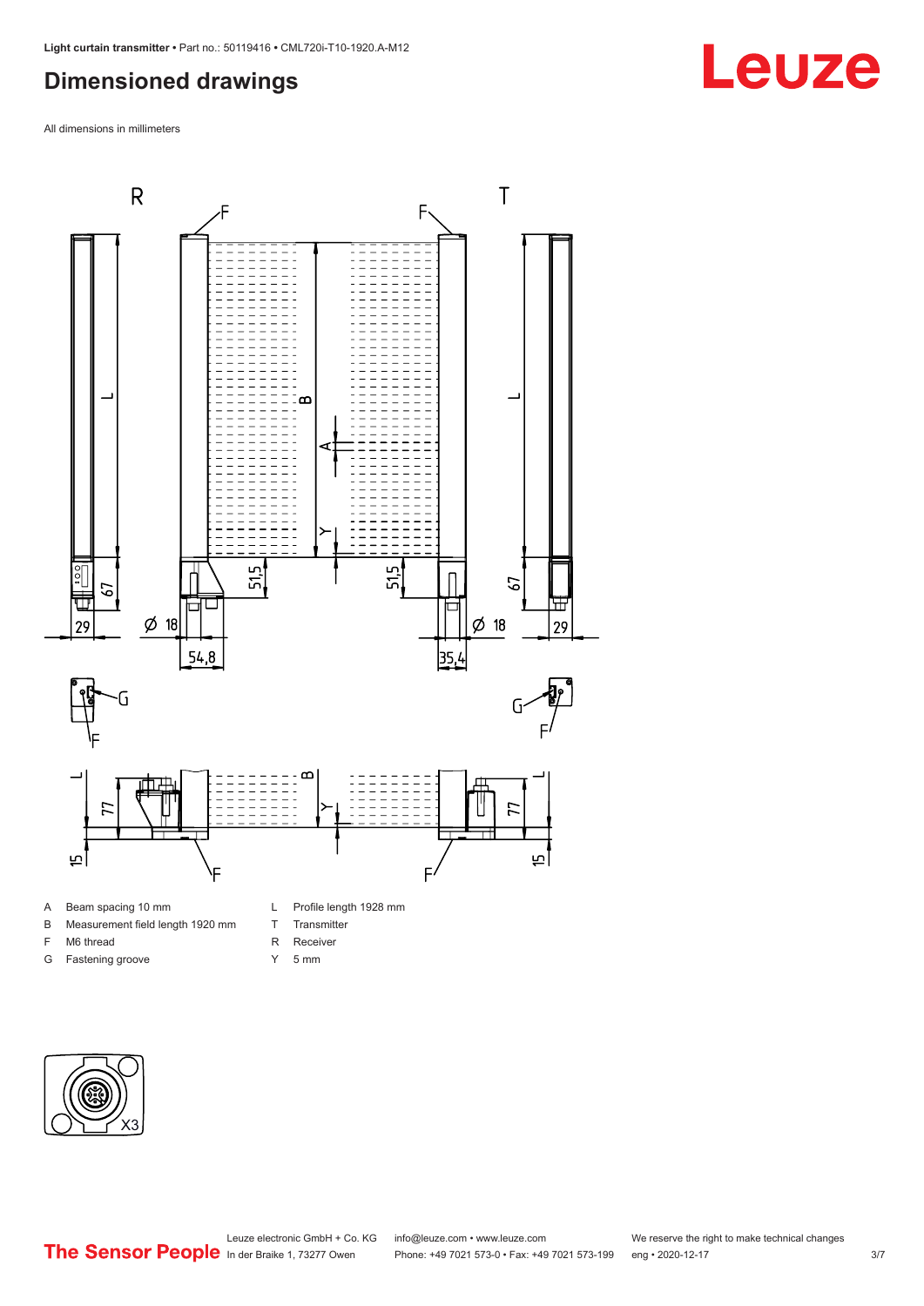# Dimensioned drawings

All dimensions in millimeters

A Beam spacing 10 mm

B Measurement field length 1920 mm

F M6 thread

G Fastening groove

L Profile length 1928 mm

T Transmitter

R Receiver

Y 5 mm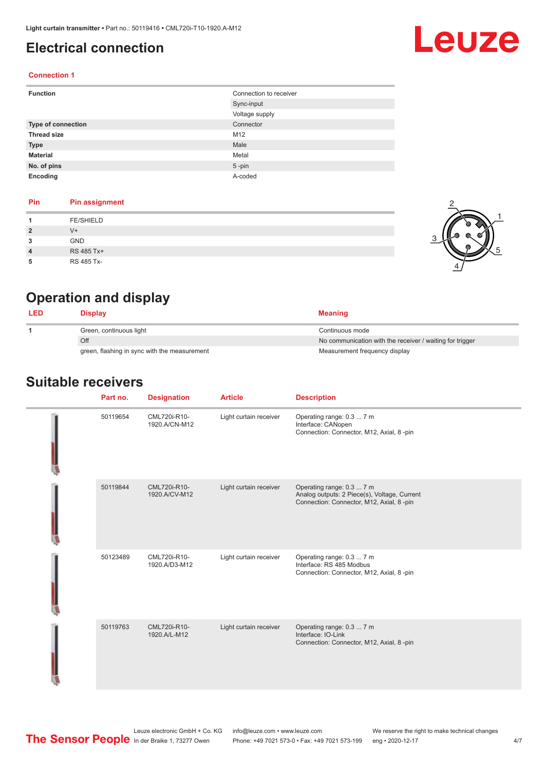# Electrical connection

## Connection 1

| | |
|---|---|
| **Function** | Connection to receiver |
| | Sync-input |
| | Voltage supply |
| **Type of connection** | Connector |
| **Thread size** | M12 |
| **Type** | Male |
| **Material** | Metal |
| **No. of pins** | 5 -pin |
| **Encoding** | A-coded |

| Pin | Pin assignment |
|---|---|
| **1** | FE/SHIELD |
| **2** | V+ |
| **3** | GND |
| **4** | RS 485 Tx+ |
| **5** | RS 485 Tx- |

# Operation and display

| LED | Display | Meaning |
|---|---|---|
| **1** | Green, continuous light | Continuous mode |
| | Off | No communication with the receiver / waiting for trigger |
| | green, flashing in sync with the measurement | Measurement frequency display |

# Suitable receivers

| Part no. | Designation | Article | Description |
|---|---|---|---|
| 50119654 | CML720i-R10-1920.A/CN-M12 | Light curtain receiver | Operating range: 0.3 ... 7 m<br>Interface: CANopen<br>Connection: Connector, M12, Axial, 8 -pin |
| 50119844 | CML720i-R10-1920.A/CV-M12 | Light curtain receiver | Operating range: 0.3 ... 7 m<br>Analog outputs: 2 Piece(s), Voltage, Current<br>Connection: Connector, M12, Axial, 8 -pin |
| 50123489 | CML720i-R10-1920.A/D3-M12 | Light curtain receiver | Operating range: 0.3 ... 7 m<br>Interface: RS 485 Modbus<br>Connection: Connector, M12, Axial, 8 -pin |
| 50119763 | CML720i-R10-1920.A/L-M12 | Light curtain receiver | Operating range: 0.3 ... 7 m<br>Interface: IO-Link<br>Connection: Connector, M12, Axial, 8 -pin |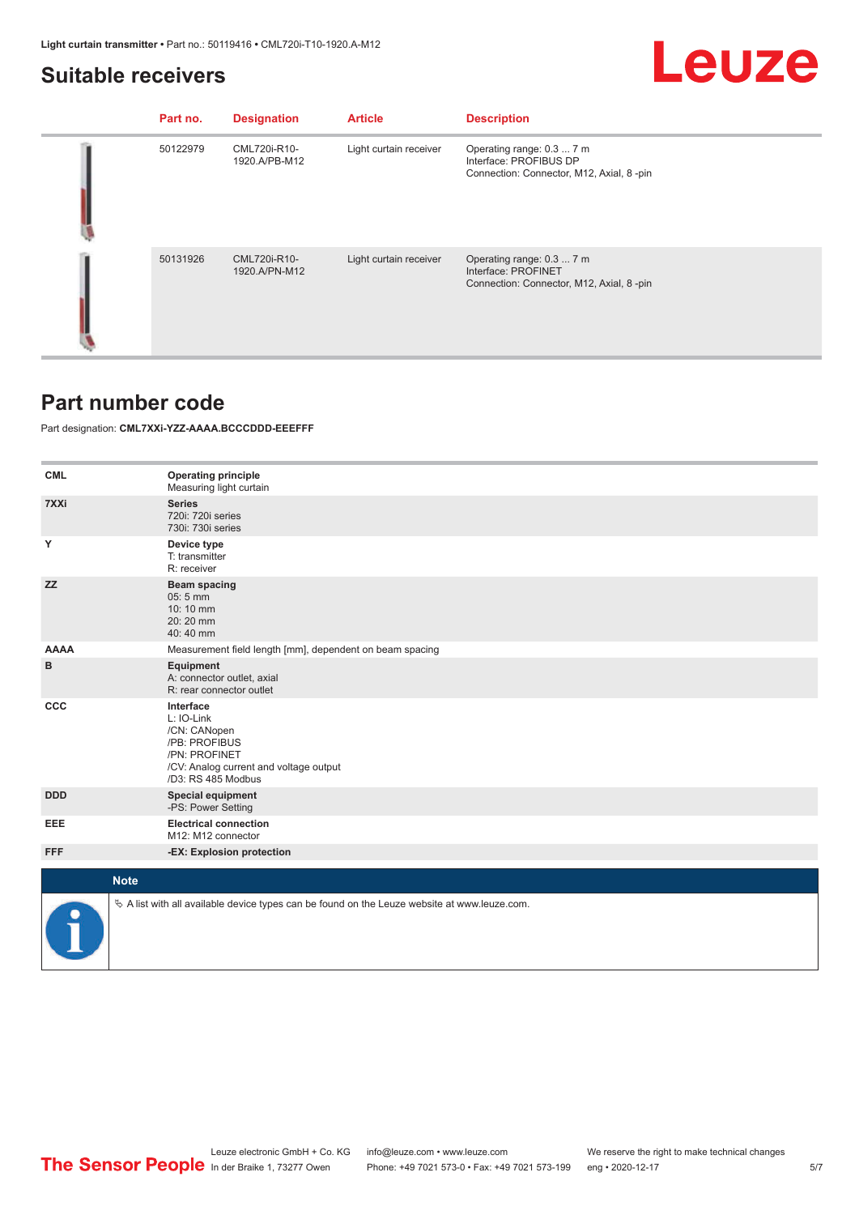## Suitable receivers

| Part no. | Designation | Article | Description |
|---|---|---|---|
| 50122979 | CML720i-R10-1920.A/PB-M12 | Light curtain receiver | Operating range: 0.3 ... 7 m<br>Interface: PROFIBUS DP<br>Connection: Connector, M12, Axial, 8 -pin |
| 50131926 | CML720i-R10-1920.A/PN-M12 | Light curtain receiver | Operating range: 0.3 ... 7 m<br>Interface: PROFINET<br>Connection: Connector, M12, Axial, 8 -pin |

## Part number code

Part designation: **CML7XXi-YZZ-AAAA.BCCCDDD-EEEFFF**

| | |
|---|---|
| **CML** | **Operating principle**<br>Measuring light curtain |
| **7XXi** | **Series**<br>720i: 720i series<br>730i: 730i series |
| **Y** | **Device type**<br>T: transmitter<br>R: receiver |
| **ZZ** | **Beam spacing**<br>05: 5 mm<br>10: 10 mm<br>20: 20 mm<br>40: 40 mm |
| **AAAA** | Measurement field length [mm], dependent on beam spacing |
| **B** | **Equipment**<br>A: connector outlet, axial<br>R: rear connector outlet |
| **CCC** | **Interface**<br>L: IO-Link<br>/CN: CANopen<br>/PB: PROFIBUS<br>/PN: PROFINET<br>/CV: Analog current and voltage output<br>/D3: RS 485 Modbus |
| **DDD** | **Special equipment**<br>-PS: Power Setting |
| **EEE** | **Electrical connection**<br>M12: M12 connector |
| **FFF** | **-EX: Explosion protection** |

**Note**

↳ A list with all available device types can be found on the Leuze website at www.leuze.com.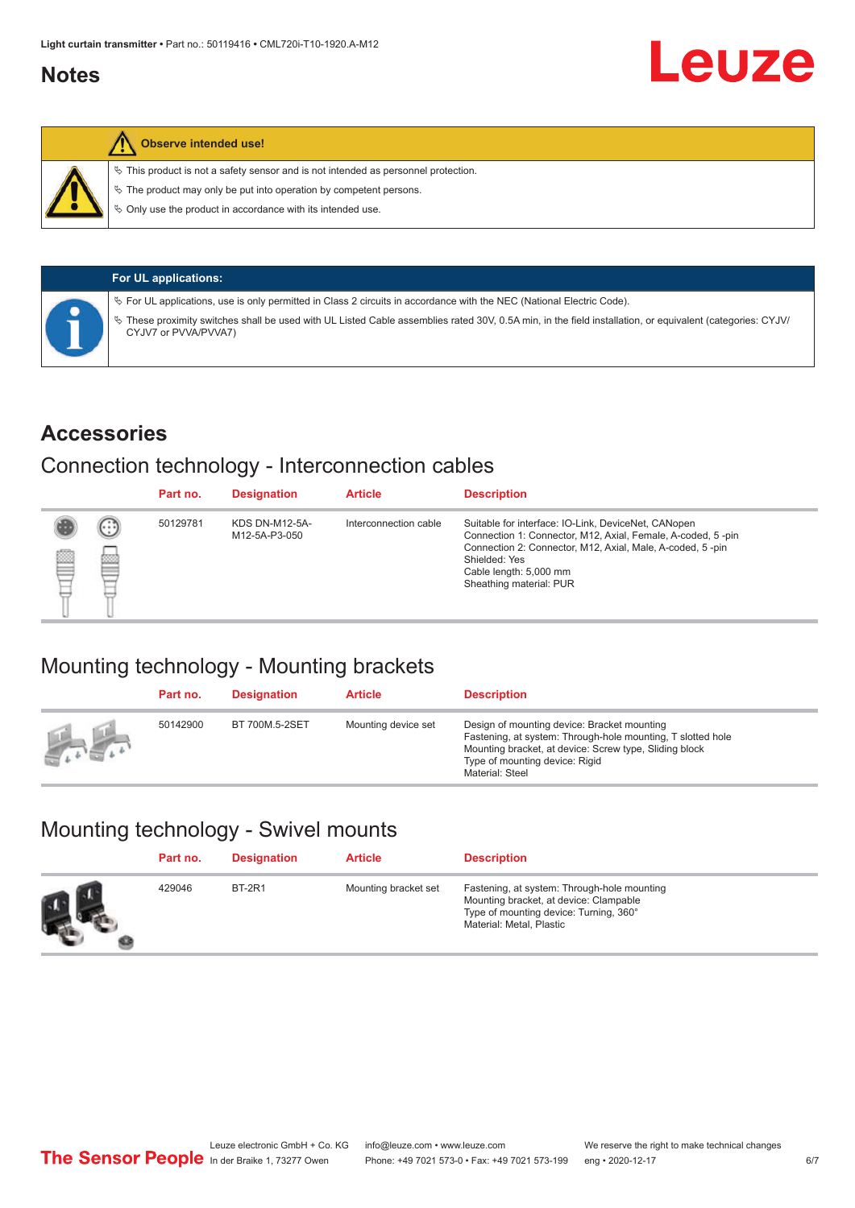## Notes

**Observe intended use!**

- ✎ This product is not a safety sensor and is not intended as personnel protection.
- ✎ The product may only be put into operation by competent persons.
- ✎ Only use the product in accordance with its intended use.

**For UL applications:**

- ✎ For UL applications, use is only permitted in Class 2 circuits in accordance with the NEC (National Electric Code).
- ✎ These proximity switches shall be used with UL Listed Cable assemblies rated 30V, 0.5A min, in the field installation, or equivalent (categories: CYJV/CYJV7 or PVVA/PVVA7)

# Accessories

## Connection technology - Interconnection cables

| Part no. | Designation | Article | Description |
|---|---|---|---|
| 50129781 | KDS DN-M12-5A-M12-5A-P3-050 | Interconnection cable | Suitable for interface: IO-Link, DeviceNet, CANopen<br>Connection 1: Connector, M12, Axial, Female, A-coded, 5 -pin<br>Connection 2: Connector, M12, Axial, Male, A-coded, 5 -pin<br>Shielded: Yes<br>Cable length: 5,000 mm<br>Sheathing material: PUR |

## Mounting technology - Mounting brackets

| Part no. | Designation | Article | Description |
|---|---|---|---|
| 50142900 | BT 700M.5-2SET | Mounting device set | Design of mounting device: Bracket mounting<br>Fastening, at system: Through-hole mounting, T slotted hole<br>Mounting bracket, at device: Screw type, Sliding block<br>Type of mounting device: Rigid<br>Material: Steel |

## Mounting technology - Swivel mounts

| Part no. | Designation | Article | Description |
|---|---|---|---|
| 429046 | BT-2R1 | Mounting bracket set | Fastening, at system: Through-hole mounting<br>Mounting bracket, at device: Clampable<br>Type of mounting device: Turning, 360°<br>Material: Metal, Plastic |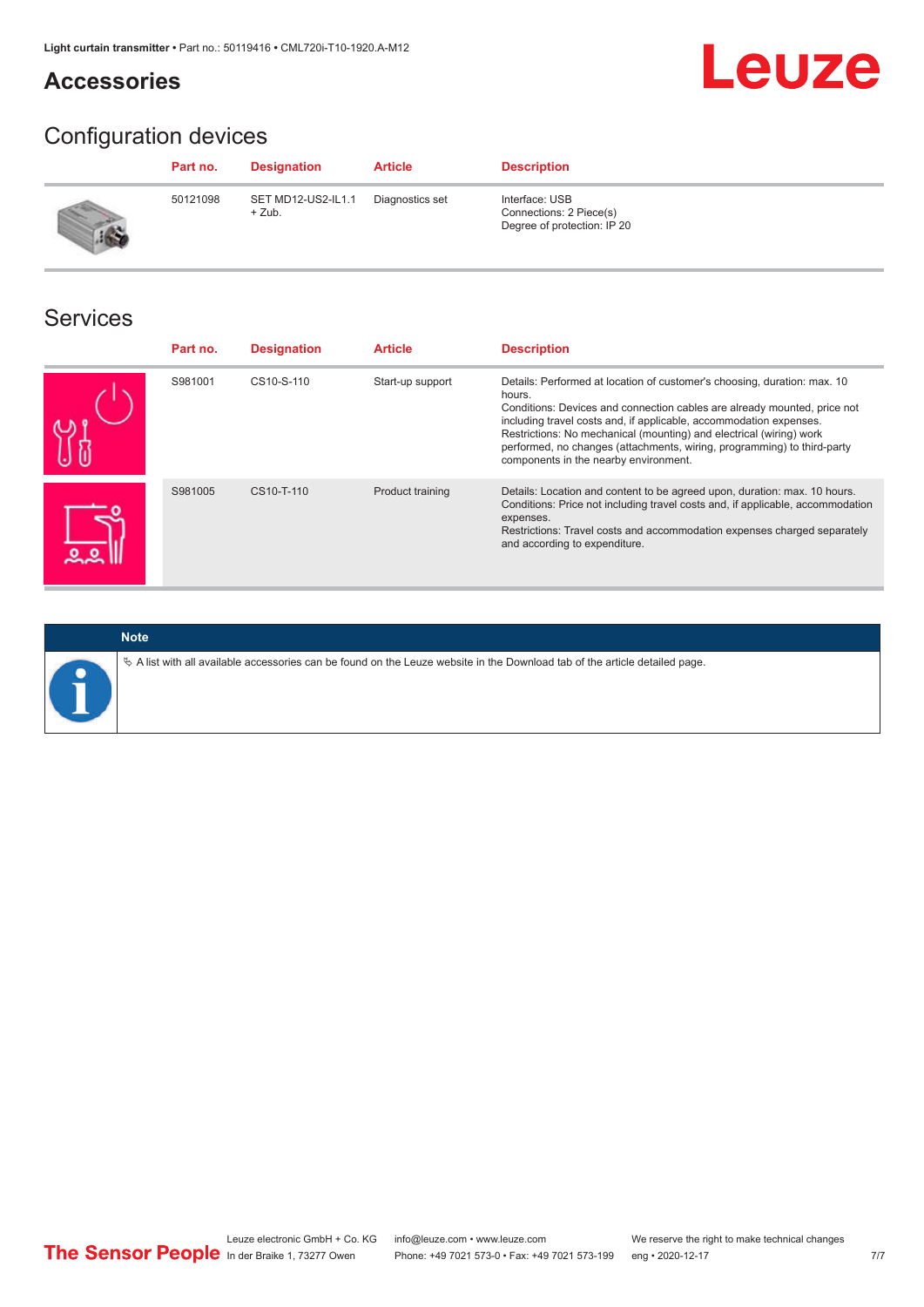## Accessories

### Configuration devices

| | Part no. | Designation | Article | Description |
|---|---|---|---|---|
| | 50121098 | SET MD12-US2-IL1.1 + Zub. | Diagnostics set | Interface: USB<br>Connections: 2 Piece(s)<br>Degree of protection: IP 20 |

### Services

| | Part no. | Designation | Article | Description |
|---|---|---|---|---|
| | S981001 | CS10-S-110 | Start-up support | Details: Performed at location of customer's choosing, duration: max. 10 hours.<br>Conditions: Devices and connection cables are already mounted, price not including travel costs and, if applicable, accommodation expenses.<br>Restrictions: No mechanical (mounting) and electrical (wiring) work performed, no changes (attachments, wiring, programming) to third-party components in the nearby environment. |
| | S981005 | CS10-T-110 | Product training | Details: Location and content to be agreed upon, duration: max. 10 hours.<br>Conditions: Price not including travel costs and, if applicable, accommodation expenses.<br>Restrictions: Travel costs and accommodation expenses charged separately and according to expenditure. |

**Note**

A list with all available accessories can be found on the Leuze website in the Download tab of the article detailed page.